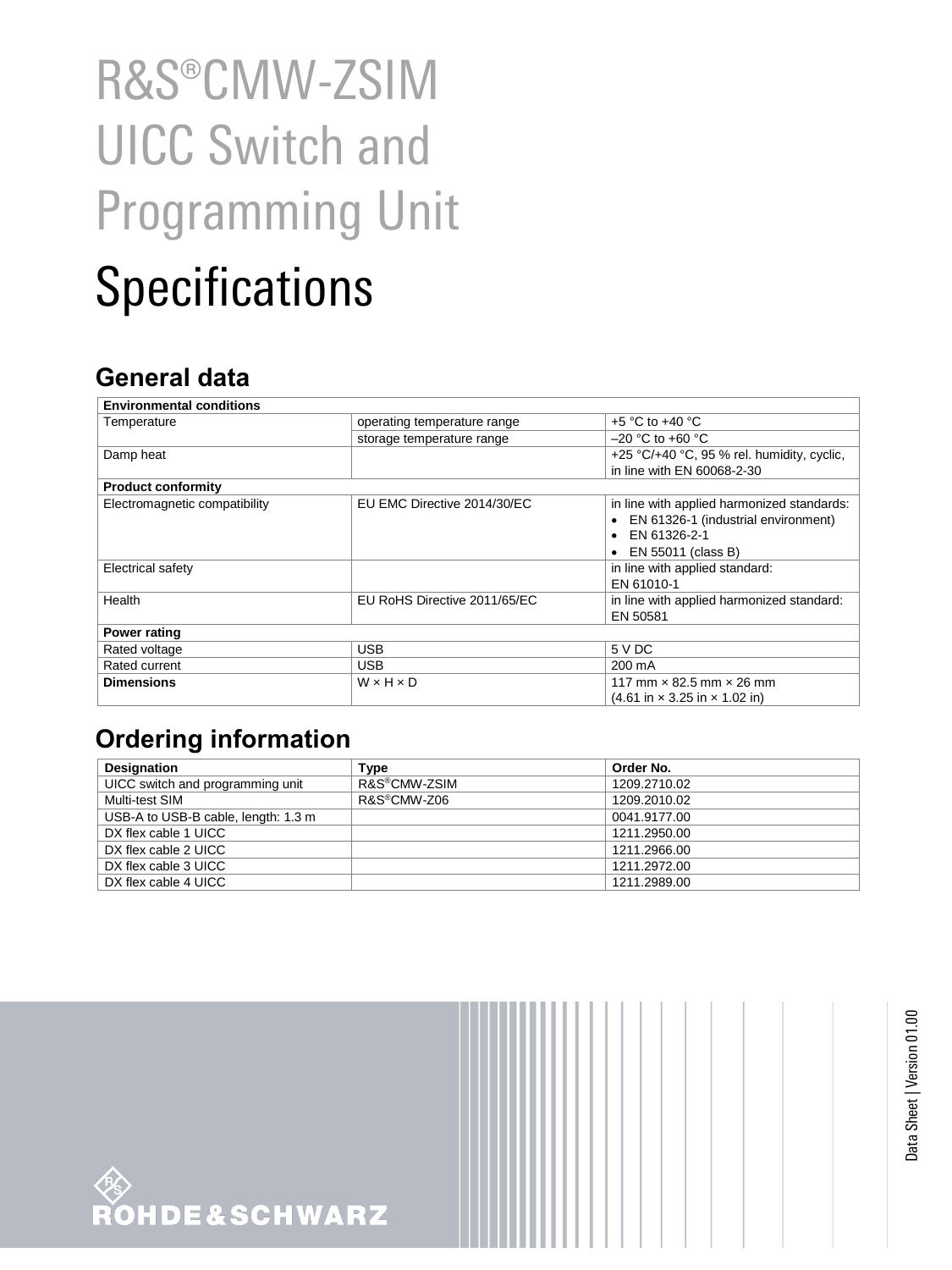# R&S®CMW-ZSIM UICC Switch and Programming Unit

# Specifications

## General data

| **Environmental conditions** | | |
|---|---|---|
| Temperature | operating temperature range | +5 °C to +40 °C |
| | storage temperature range | –20 °C to +60 °C |
| Damp heat | | +25 °C/+40 °C, 95 % rel. humidity, cyclic, in line with EN 60068-2-30 |
| **Product conformity** | | |
| Electromagnetic compatibility | EU EMC Directive 2014/30/EC | in line with applied harmonized standards: • EN 61326-1 (industrial environment) • EN 61326-2-1 • EN 55011 (class B) |
| Electrical safety | | in line with applied standard: EN 61010-1 |
| Health | EU RoHS Directive 2011/65/EC | in line with applied harmonized standard: EN 50581 |
| **Power rating** | | |
| Rated voltage | USB | 5 V DC |
| Rated current | USB | 200 mA |
| **Dimensions** | W × H × D | 117 mm × 82.5 mm × 26 mm (4.61 in × 3.25 in × 1.02 in) |

## Ordering information

| Designation | Type | Order No. |
|---|---|---|
| UICC switch and programming unit | R&S®CMW-ZSIM | 1209.2710.02 |
| Multi-test SIM | R&S®CMW-Z06 | 1209.2010.02 |
| USB-A to USB-B cable, length: 1.3 m | | 0041.9177.00 |
| DX flex cable 1 UICC | | 1211.2950.00 |
| DX flex cable 2 UICC | | 1211.2966.00 |
| DX flex cable 3 UICC | | 1211.2972.00 |
| DX flex cable 4 UICC | | 1211.2989.00 |

Data Sheet | Version 01.00

ROHDE&SCHWARZ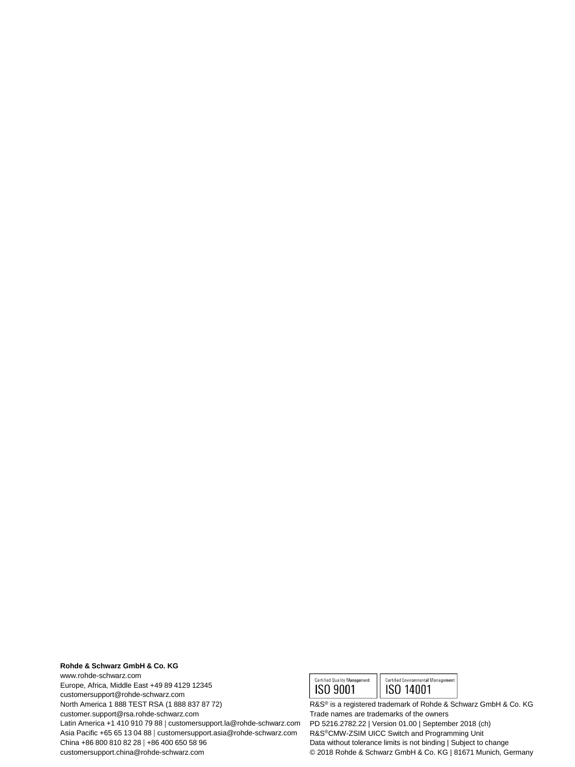**Rohde & Schwarz GmbH & Co. KG**

www.rohde-schwarz.com
Europe, Africa, Middle East +49 89 4129 12345
customersupport@rohde-schwarz.com
North America 1 888 TEST RSA (1 888 837 87 72)
customer.support@rsa.rohde-schwarz.com
Latin America +1 410 910 79 88 | customersupport.la@rohde-schwarz.com
Asia Pacific +65 65 13 04 88 | customersupport.asia@rohde-schwarz.com
China +86 800 810 82 28 | +86 400 650 58 96
customersupport.china@rohde-schwarz.com

Certified Quality Management ISO 9001

Certified Environmental Management ISO 14001

R&S® is a registered trademark of Rohde & Schwarz GmbH & Co. KG
Trade names are trademarks of the owners
PD 5216.2782.22 | Version 01.00 | September 2018 (ch)
R&S®CMW-ZSIM UICC Switch and Programming Unit
Data without tolerance limits is not binding | Subject to change
© 2018 Rohde & Schwarz GmbH & Co. KG | 81671 Munich, Germany